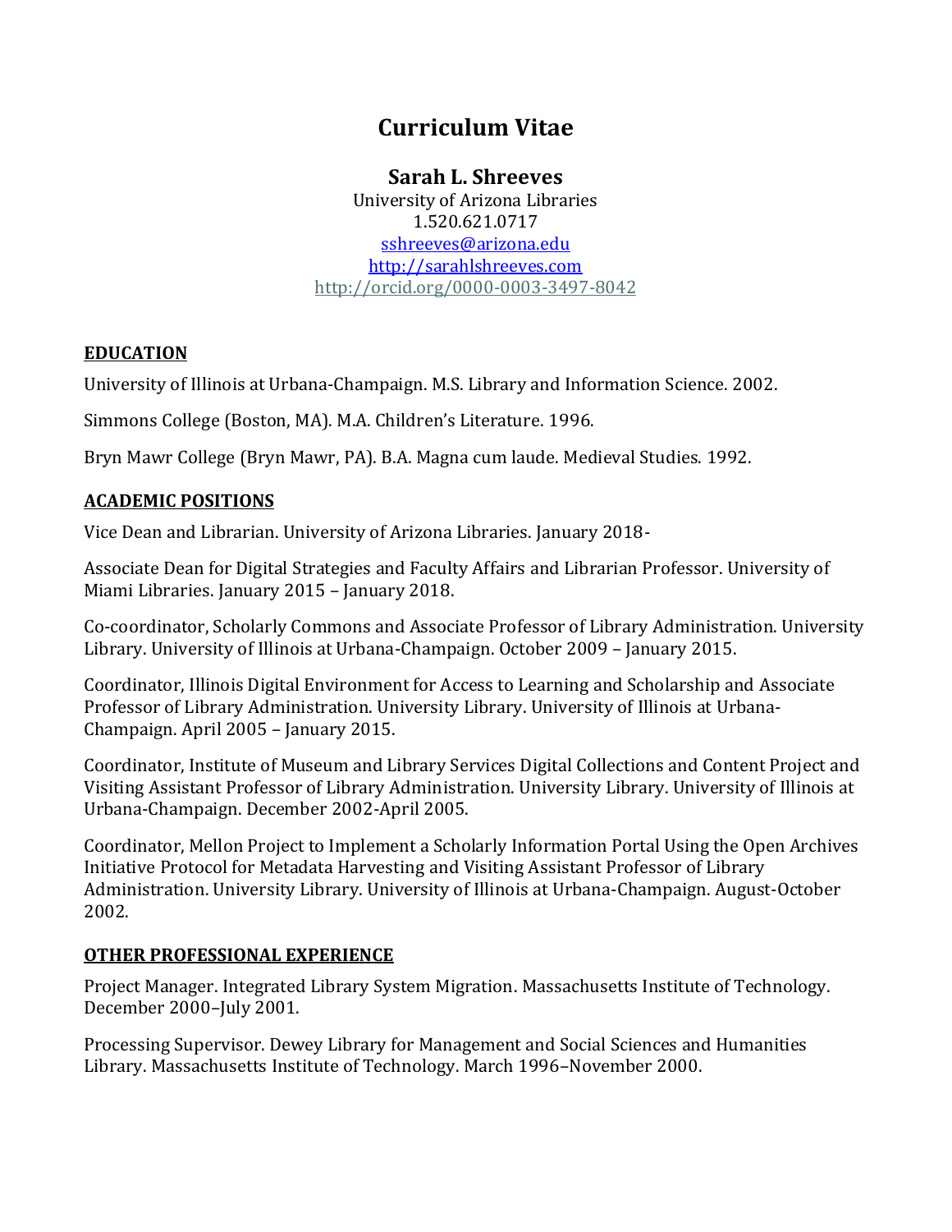# Curriculum Vitae

## Sarah L. Shreeves

University of Arizona Libraries
1.520.621.0717
sshreeves@arizona.edu
http://sarahlshreeves.com
http://orcid.org/0000-0003-3497-8042

## EDUCATION

University of Illinois at Urbana-Champaign. M.S. Library and Information Science. 2002.

Simmons College (Boston, MA). M.A. Children's Literature. 1996.

Bryn Mawr College (Bryn Mawr, PA). B.A. Magna cum laude. Medieval Studies. 1992.

## ACADEMIC POSITIONS

Vice Dean and Librarian. University of Arizona Libraries. January 2018-

Associate Dean for Digital Strategies and Faculty Affairs and Librarian Professor. University of Miami Libraries. January 2015 – January 2018.

Co-coordinator, Scholarly Commons and Associate Professor of Library Administration. University Library. University of Illinois at Urbana-Champaign. October 2009 – January 2015.

Coordinator, Illinois Digital Environment for Access to Learning and Scholarship and Associate Professor of Library Administration. University Library. University of Illinois at Urbana-Champaign. April 2005 – January 2015.

Coordinator, Institute of Museum and Library Services Digital Collections and Content Project and Visiting Assistant Professor of Library Administration. University Library. University of Illinois at Urbana-Champaign. December 2002-April 2005.

Coordinator, Mellon Project to Implement a Scholarly Information Portal Using the Open Archives Initiative Protocol for Metadata Harvesting and Visiting Assistant Professor of Library Administration. University Library. University of Illinois at Urbana-Champaign. August-October 2002.

## OTHER PROFESSIONAL EXPERIENCE

Project Manager. Integrated Library System Migration. Massachusetts Institute of Technology. December 2000–July 2001.

Processing Supervisor. Dewey Library for Management and Social Sciences and Humanities Library. Massachusetts Institute of Technology. March 1996–November 2000.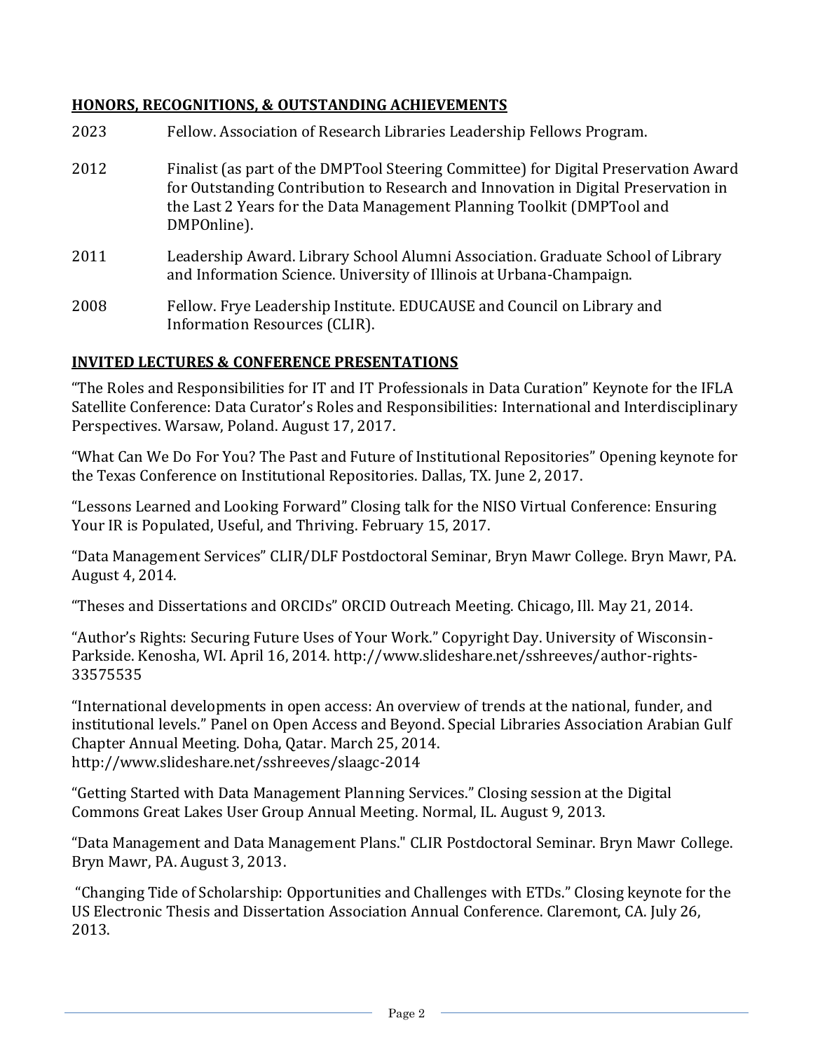## **HONORS, RECOGNITIONS, & OUTSTANDING ACHIEVEMENTS**

2023 Fellow. Association of Research Libraries Leadership Fellows Program.

2012 Finalist (as part of the DMPTool Steering Committee) for Digital Preservation Award for Outstanding Contribution to Research and Innovation in Digital Preservation in the Last 2 Years for the Data Management Planning Toolkit (DMPTool and DMPOnline).

2011 Leadership Award. Library School Alumni Association. Graduate School of Library and Information Science. University of Illinois at Urbana-Champaign.

2008 Fellow. Frye Leadership Institute. EDUCAUSE and Council on Library and Information Resources (CLIR).

## **INVITED LECTURES & CONFERENCE PRESENTATIONS**

"The Roles and Responsibilities for IT and IT Professionals in Data Curation" Keynote for the IFLA Satellite Conference: Data Curator's Roles and Responsibilities: International and Interdisciplinary Perspectives. Warsaw, Poland. August 17, 2017.

"What Can We Do For You? The Past and Future of Institutional Repositories" Opening keynote for the Texas Conference on Institutional Repositories. Dallas, TX. June 2, 2017.

"Lessons Learned and Looking Forward" Closing talk for the NISO Virtual Conference: Ensuring Your IR is Populated, Useful, and Thriving. February 15, 2017.

"Data Management Services" CLIR/DLF Postdoctoral Seminar, Bryn Mawr College. Bryn Mawr, PA. August 4, 2014.

"Theses and Dissertations and ORCIDs" ORCID Outreach Meeting. Chicago, Ill. May 21, 2014.

"Author's Rights: Securing Future Uses of Your Work." Copyright Day. University of Wisconsin-Parkside. Kenosha, WI. April 16, 2014. http://www.slideshare.net/sshreeves/author-rights-33575535

"International developments in open access: An overview of trends at the national, funder, and institutional levels." Panel on Open Access and Beyond. Special Libraries Association Arabian Gulf Chapter Annual Meeting. Doha, Qatar. March 25, 2014. http://www.slideshare.net/sshreeves/slaagc-2014

"Getting Started with Data Management Planning Services." Closing session at the Digital Commons Great Lakes User Group Annual Meeting. Normal, IL. August 9, 2013.

"Data Management and Data Management Plans." CLIR Postdoctoral Seminar. Bryn Mawr College. Bryn Mawr, PA. August 3, 2013.

"Changing Tide of Scholarship: Opportunities and Challenges with ETDs." Closing keynote for the US Electronic Thesis and Dissertation Association Annual Conference. Claremont, CA. July 26, 2013.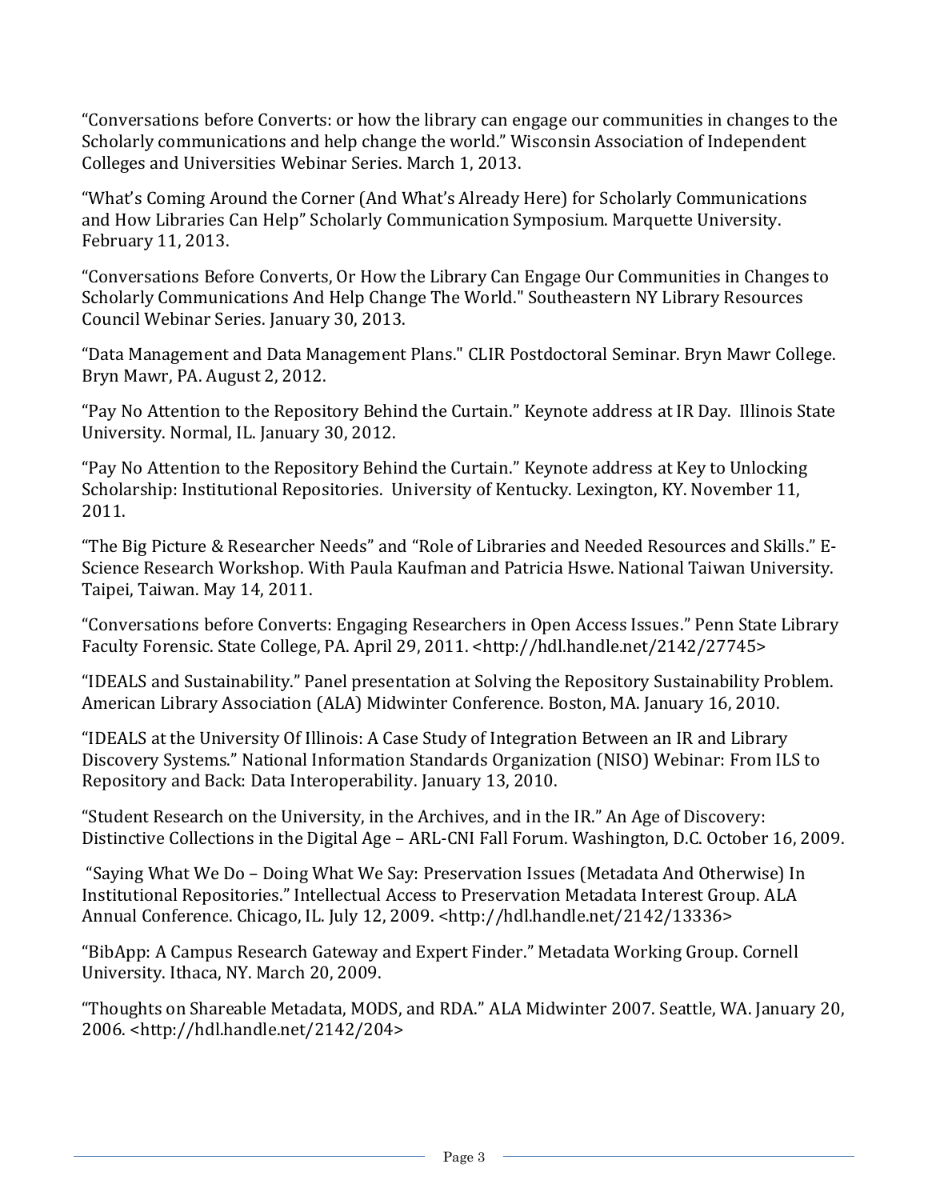"Conversations before Converts: or how the library can engage our communities in changes to the Scholarly communications and help change the world." Wisconsin Association of Independent Colleges and Universities Webinar Series. March 1, 2013.

"What's Coming Around the Corner (And What's Already Here) for Scholarly Communications and How Libraries Can Help" Scholarly Communication Symposium. Marquette University. February 11, 2013.

"Conversations Before Converts, Or How the Library Can Engage Our Communities in Changes to Scholarly Communications And Help Change The World." Southeastern NY Library Resources Council Webinar Series. January 30, 2013.

"Data Management and Data Management Plans." CLIR Postdoctoral Seminar. Bryn Mawr College. Bryn Mawr, PA. August 2, 2012.

"Pay No Attention to the Repository Behind the Curtain." Keynote address at IR Day. Illinois State University. Normal, IL. January 30, 2012.

"Pay No Attention to the Repository Behind the Curtain." Keynote address at Key to Unlocking Scholarship: Institutional Repositories. University of Kentucky. Lexington, KY. November 11, 2011.

"The Big Picture & Researcher Needs" and "Role of Libraries and Needed Resources and Skills." E-Science Research Workshop. With Paula Kaufman and Patricia Hswe. National Taiwan University. Taipei, Taiwan. May 14, 2011.

"Conversations before Converts: Engaging Researchers in Open Access Issues." Penn State Library Faculty Forensic. State College, PA. April 29, 2011. <http://hdl.handle.net/2142/27745>

"IDEALS and Sustainability." Panel presentation at Solving the Repository Sustainability Problem. American Library Association (ALA) Midwinter Conference. Boston, MA. January 16, 2010.

"IDEALS at the University Of Illinois: A Case Study of Integration Between an IR and Library Discovery Systems." National Information Standards Organization (NISO) Webinar: From ILS to Repository and Back: Data Interoperability. January 13, 2010.

"Student Research on the University, in the Archives, and in the IR." An Age of Discovery: Distinctive Collections in the Digital Age – ARL-CNI Fall Forum. Washington, D.C. October 16, 2009.

"Saying What We Do – Doing What We Say: Preservation Issues (Metadata And Otherwise) In Institutional Repositories." Intellectual Access to Preservation Metadata Interest Group. ALA Annual Conference. Chicago, IL. July 12, 2009. <http://hdl.handle.net/2142/13336>

"BibApp: A Campus Research Gateway and Expert Finder." Metadata Working Group. Cornell University. Ithaca, NY. March 20, 2009.

"Thoughts on Shareable Metadata, MODS, and RDA." ALA Midwinter 2007. Seattle, WA. January 20, 2006. <http://hdl.handle.net/2142/204>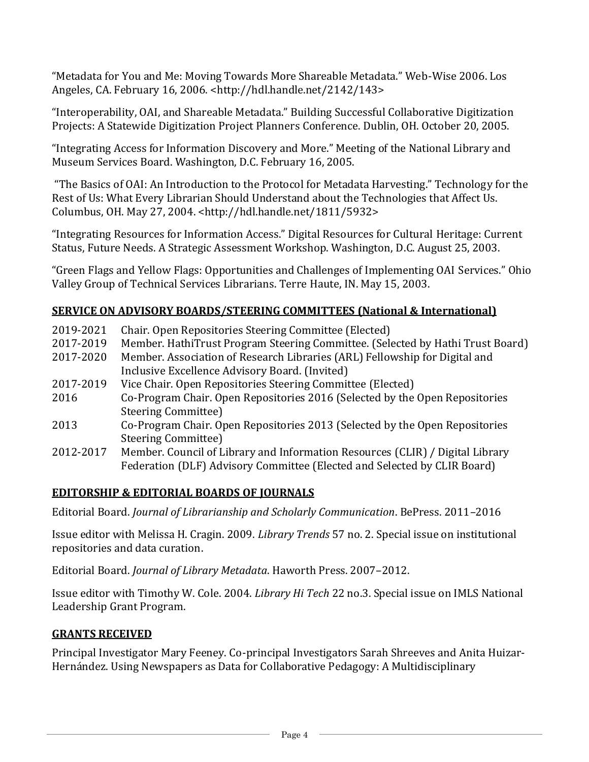"Metadata for You and Me: Moving Towards More Shareable Metadata." Web-Wise 2006. Los Angeles, CA. February 16, 2006. <http://hdl.handle.net/2142/143>

"Interoperability, OAI, and Shareable Metadata." Building Successful Collaborative Digitization Projects: A Statewide Digitization Project Planners Conference. Dublin, OH. October 20, 2005.

"Integrating Access for Information Discovery and More." Meeting of the National Library and Museum Services Board. Washington, D.C. February 16, 2005.

"The Basics of OAI: An Introduction to the Protocol for Metadata Harvesting." Technology for the Rest of Us: What Every Librarian Should Understand about the Technologies that Affect Us. Columbus, OH. May 27, 2004. <http://hdl.handle.net/1811/5932>

"Integrating Resources for Information Access." Digital Resources for Cultural Heritage: Current Status, Future Needs. A Strategic Assessment Workshop. Washington, D.C. August 25, 2003.

"Green Flags and Yellow Flags: Opportunities and Challenges of Implementing OAI Services." Ohio Valley Group of Technical Services Librarians. Terre Haute, IN. May 15, 2003.

## SERVICE ON ADVISORY BOARDS/STEERING COMMITTEES (National & International)

| | |
|---|---|
| 2019-2021 | Chair. Open Repositories Steering Committee (Elected) |
| 2017-2019 | Member. HathiTrust Program Steering Committee. (Selected by Hathi Trust Board) |
| 2017-2020 | Member. Association of Research Libraries (ARL) Fellowship for Digital and Inclusive Excellence Advisory Board. (Invited) |
| 2017-2019 | Vice Chair. Open Repositories Steering Committee (Elected) |
| 2016 | Co-Program Chair. Open Repositories 2016 (Selected by the Open Repositories Steering Committee) |
| 2013 | Co-Program Chair. Open Repositories 2013 (Selected by the Open Repositories Steering Committee) |
| 2012-2017 | Member. Council of Library and Information Resources (CLIR) / Digital Library Federation (DLF) Advisory Committee (Elected and Selected by CLIR Board) |

## EDITORSHIP & EDITORIAL BOARDS OF JOURNALS

Editorial Board. *Journal of Librarianship and Scholarly Communication*. BePress. 2011–2016

Issue editor with Melissa H. Cragin. 2009. *Library Trends* 57 no. 2. Special issue on institutional repositories and data curation.

Editorial Board. *Journal of Library Metadata*. Haworth Press. 2007–2012.

Issue editor with Timothy W. Cole. 2004. *Library Hi Tech* 22 no.3. Special issue on IMLS National Leadership Grant Program.

## GRANTS RECEIVED

Principal Investigator Mary Feeney. Co-principal Investigators Sarah Shreeves and Anita Huizar-Hernández. Using Newspapers as Data for Collaborative Pedagogy: A Multidisciplinary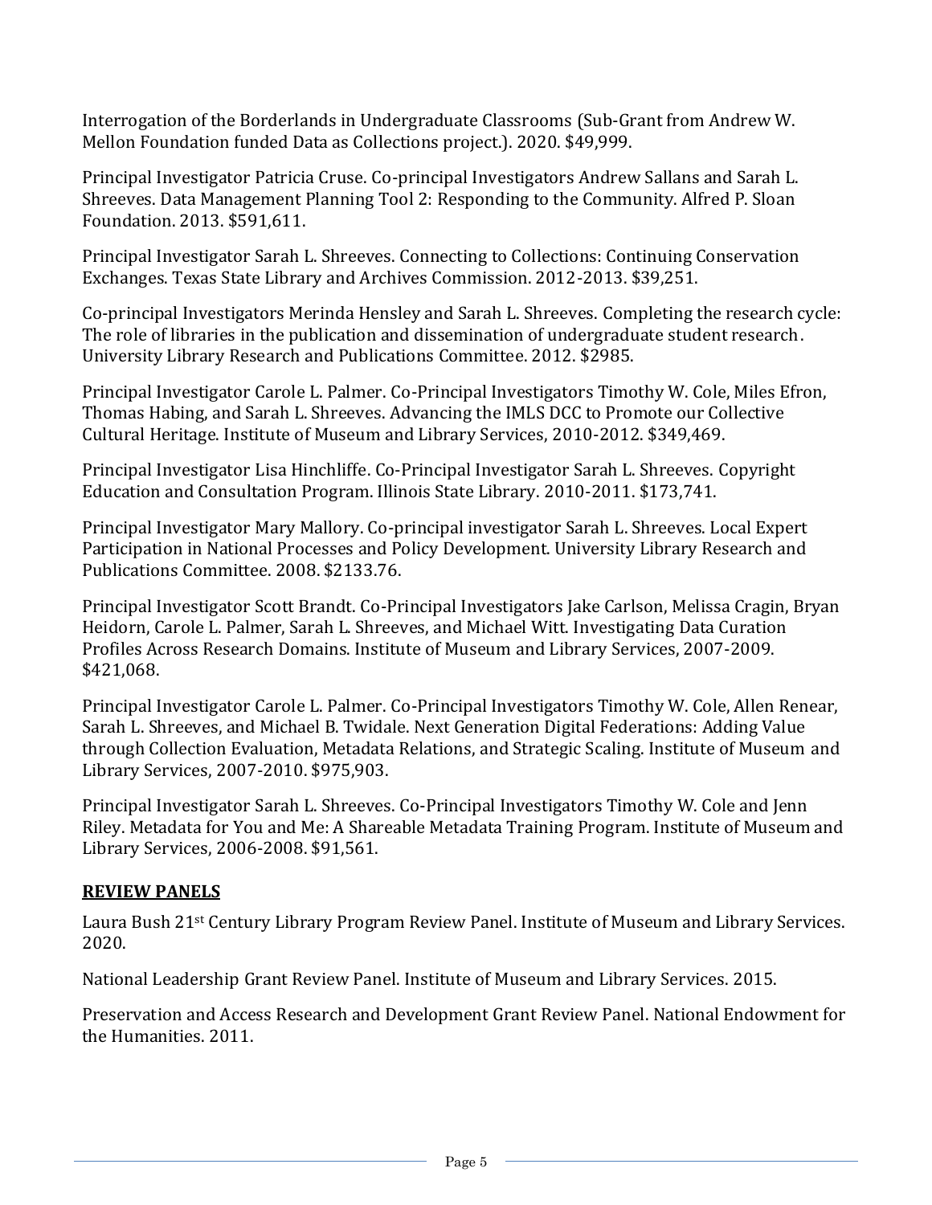Interrogation of the Borderlands in Undergraduate Classrooms (Sub-Grant from Andrew W. Mellon Foundation funded Data as Collections project.). 2020. $49,999.

Principal Investigator Patricia Cruse. Co-principal Investigators Andrew Sallans and Sarah L. Shreeves. Data Management Planning Tool 2: Responding to the Community. Alfred P. Sloan Foundation. 2013. $591,611.

Principal Investigator Sarah L. Shreeves. Connecting to Collections: Continuing Conservation Exchanges. Texas State Library and Archives Commission. 2012-2013. $39,251.

Co-principal Investigators Merinda Hensley and Sarah L. Shreeves. Completing the research cycle: The role of libraries in the publication and dissemination of undergraduate student research. University Library Research and Publications Committee. 2012. $2985.

Principal Investigator Carole L. Palmer. Co-Principal Investigators Timothy W. Cole, Miles Efron, Thomas Habing, and Sarah L. Shreeves. Advancing the IMLS DCC to Promote our Collective Cultural Heritage. Institute of Museum and Library Services, 2010-2012. $349,469.

Principal Investigator Lisa Hinchliffe. Co-Principal Investigator Sarah L. Shreeves. Copyright Education and Consultation Program. Illinois State Library. 2010-2011. $173,741.

Principal Investigator Mary Mallory. Co-principal investigator Sarah L. Shreeves. Local Expert Participation in National Processes and Policy Development. University Library Research and Publications Committee. 2008. $2133.76.

Principal Investigator Scott Brandt. Co-Principal Investigators Jake Carlson, Melissa Cragin, Bryan Heidorn, Carole L. Palmer, Sarah L. Shreeves, and Michael Witt. Investigating Data Curation Profiles Across Research Domains. Institute of Museum and Library Services, 2007-2009. $421,068.

Principal Investigator Carole L. Palmer. Co-Principal Investigators Timothy W. Cole, Allen Renear, Sarah L. Shreeves, and Michael B. Twidale. Next Generation Digital Federations: Adding Value through Collection Evaluation, Metadata Relations, and Strategic Scaling. Institute of Museum and Library Services, 2007-2010. $975,903.

Principal Investigator Sarah L. Shreeves. Co-Principal Investigators Timothy W. Cole and Jenn Riley. Metadata for You and Me: A Shareable Metadata Training Program. Institute of Museum and Library Services, 2006-2008. $91,561.

## REVIEW PANELS

Laura Bush 21st Century Library Program Review Panel. Institute of Museum and Library Services. 2020.

National Leadership Grant Review Panel. Institute of Museum and Library Services. 2015.

Preservation and Access Research and Development Grant Review Panel. National Endowment for the Humanities. 2011.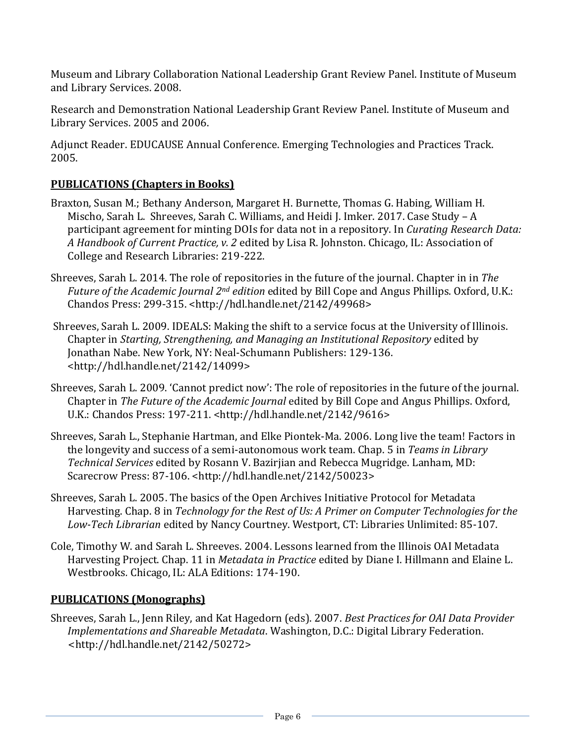Museum and Library Collaboration National Leadership Grant Review Panel. Institute of Museum and Library Services. 2008.

Research and Demonstration National Leadership Grant Review Panel. Institute of Museum and Library Services. 2005 and 2006.

Adjunct Reader. EDUCAUSE Annual Conference. Emerging Technologies and Practices Track. 2005.

## PUBLICATIONS (Chapters in Books)

Braxton, Susan M.; Bethany Anderson, Margaret H. Burnette, Thomas G. Habing, William H. Mischo, Sarah L. Shreeves, Sarah C. Williams, and Heidi J. Imker. 2017. Case Study – A participant agreement for minting DOIs for data not in a repository. In *Curating Research Data: A Handbook of Current Practice, v. 2* edited by Lisa R. Johnston. Chicago, IL: Association of College and Research Libraries: 219-222.

Shreeves, Sarah L. 2014. The role of repositories in the future of the journal. Chapter in in *The Future of the Academic Journal 2nd edition* edited by Bill Cope and Angus Phillips. Oxford, U.K.: Chandos Press: 299-315. <http://hdl.handle.net/2142/49968>

Shreeves, Sarah L. 2009. IDEALS: Making the shift to a service focus at the University of Illinois. Chapter in *Starting, Strengthening, and Managing an Institutional Repository* edited by Jonathan Nabe. New York, NY: Neal-Schumann Publishers: 129-136. <http://hdl.handle.net/2142/14099>

Shreeves, Sarah L. 2009. 'Cannot predict now': The role of repositories in the future of the journal. Chapter in *The Future of the Academic Journal* edited by Bill Cope and Angus Phillips. Oxford, U.K.: Chandos Press: 197-211. <http://hdl.handle.net/2142/9616>

Shreeves, Sarah L., Stephanie Hartman, and Elke Piontek-Ma. 2006. Long live the team! Factors in the longevity and success of a semi-autonomous work team. Chap. 5 in *Teams in Library Technical Services* edited by Rosann V. Bazirjian and Rebecca Mugridge. Lanham, MD: Scarecrow Press: 87-106. <http://hdl.handle.net/2142/50023>

Shreeves, Sarah L. 2005. The basics of the Open Archives Initiative Protocol for Metadata Harvesting. Chap. 8 in *Technology for the Rest of Us: A Primer on Computer Technologies for the Low-Tech Librarian* edited by Nancy Courtney. Westport, CT: Libraries Unlimited: 85-107.

Cole, Timothy W. and Sarah L. Shreeves. 2004. Lessons learned from the Illinois OAI Metadata Harvesting Project. Chap. 11 in *Metadata in Practice* edited by Diane I. Hillmann and Elaine L. Westbrooks. Chicago, IL: ALA Editions: 174-190.

## PUBLICATIONS (Monographs)

Shreeves, Sarah L., Jenn Riley, and Kat Hagedorn (eds). 2007. *Best Practices for OAI Data Provider Implementations and Shareable Metadata*. Washington, D.C.: Digital Library Federation. <http://hdl.handle.net/2142/50272>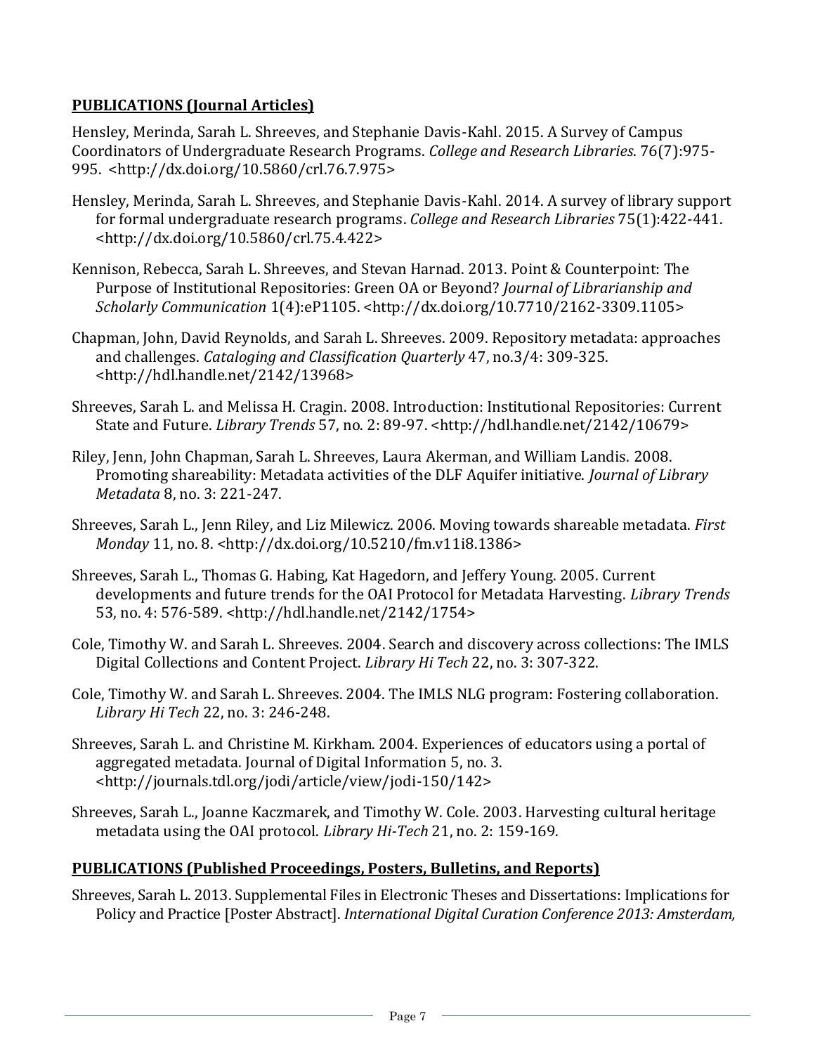## **PUBLICATIONS (Journal Articles)**

Hensley, Merinda, Sarah L. Shreeves, and Stephanie Davis-Kahl. 2015. A Survey of Campus Coordinators of Undergraduate Research Programs. *College and Research Libraries*. 76(7):975-995. <http://dx.doi.org/10.5860/crl.76.7.975>

Hensley, Merinda, Sarah L. Shreeves, and Stephanie Davis-Kahl. 2014. A survey of library support for formal undergraduate research programs. *College and Research Libraries* 75(1):422-441. <http://dx.doi.org/10.5860/crl.75.4.422>

Kennison, Rebecca, Sarah L. Shreeves, and Stevan Harnad. 2013. Point & Counterpoint: The Purpose of Institutional Repositories: Green OA or Beyond? *Journal of Librarianship and Scholarly Communication* 1(4):eP1105. <http://dx.doi.org/10.7710/2162-3309.1105>

Chapman, John, David Reynolds, and Sarah L. Shreeves. 2009. Repository metadata: approaches and challenges. *Cataloging and Classification Quarterly* 47, no.3/4: 309-325. <http://hdl.handle.net/2142/13968>

Shreeves, Sarah L. and Melissa H. Cragin. 2008. Introduction: Institutional Repositories: Current State and Future. *Library Trends* 57, no. 2: 89-97. <http://hdl.handle.net/2142/10679>

Riley, Jenn, John Chapman, Sarah L. Shreeves, Laura Akerman, and William Landis. 2008. Promoting shareability: Metadata activities of the DLF Aquifer initiative. *Journal of Library Metadata* 8, no. 3: 221-247.

Shreeves, Sarah L., Jenn Riley, and Liz Milewicz. 2006. Moving towards shareable metadata. *First Monday* 11, no. 8. <http://dx.doi.org/10.5210/fm.v11i8.1386>

Shreeves, Sarah L., Thomas G. Habing, Kat Hagedorn, and Jeffery Young. 2005. Current developments and future trends for the OAI Protocol for Metadata Harvesting. *Library Trends* 53, no. 4: 576-589. <http://hdl.handle.net/2142/1754>

Cole, Timothy W. and Sarah L. Shreeves. 2004. Search and discovery across collections: The IMLS Digital Collections and Content Project. *Library Hi Tech* 22, no. 3: 307-322.

Cole, Timothy W. and Sarah L. Shreeves. 2004. The IMLS NLG program: Fostering collaboration. *Library Hi Tech* 22, no. 3: 246-248.

Shreeves, Sarah L. and Christine M. Kirkham. 2004. Experiences of educators using a portal of aggregated metadata. Journal of Digital Information 5, no. 3. <http://journals.tdl.org/jodi/article/view/jodi-150/142>

Shreeves, Sarah L., Joanne Kaczmarek, and Timothy W. Cole. 2003. Harvesting cultural heritage metadata using the OAI protocol. *Library Hi-Tech* 21, no. 2: 159-169.

## **PUBLICATIONS (Published Proceedings, Posters, Bulletins, and Reports)**

Shreeves, Sarah L. 2013. Supplemental Files in Electronic Theses and Dissertations: Implications for Policy and Practice [Poster Abstract]. *International Digital Curation Conference 2013: Amsterdam,*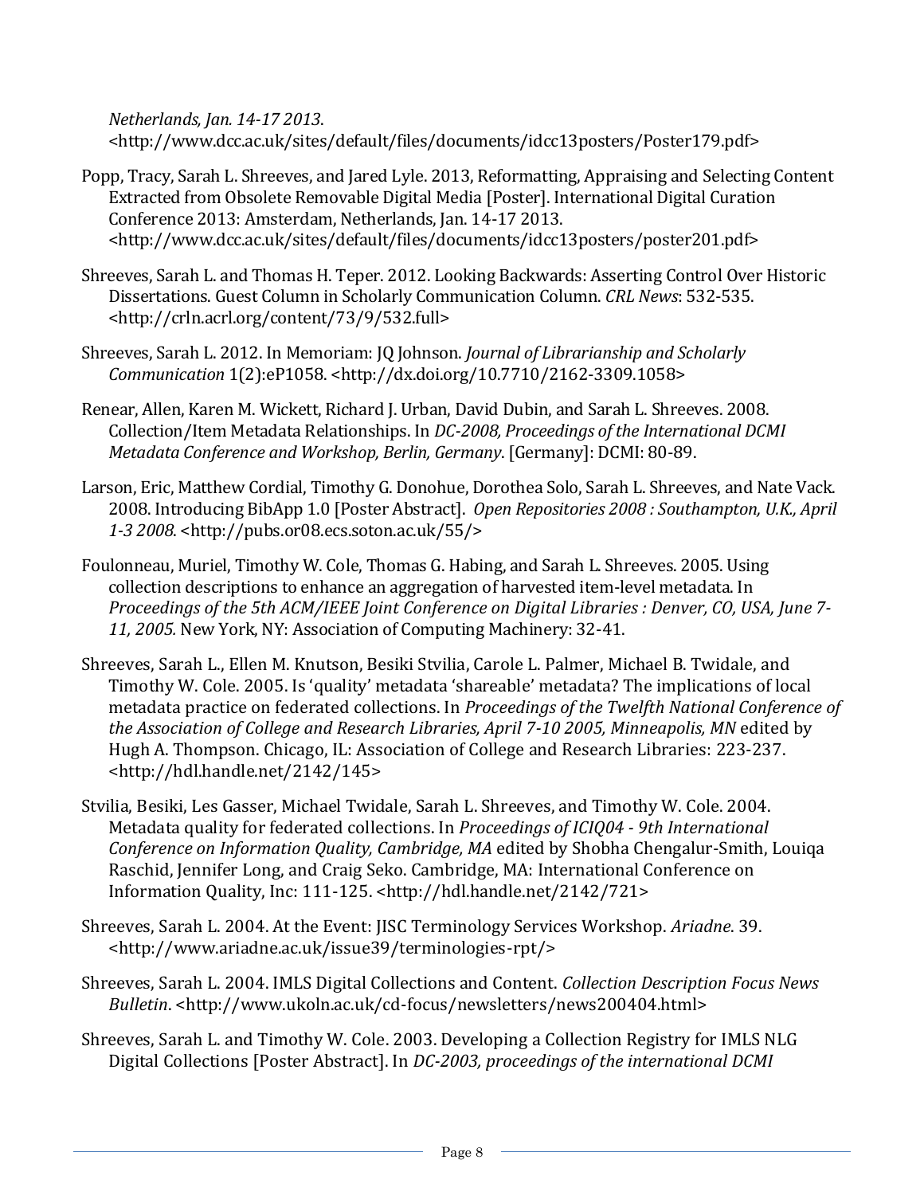*Netherlands, Jan. 14-17 2013*. <http://www.dcc.ac.uk/sites/default/files/documents/idcc13posters/Poster179.pdf>

Popp, Tracy, Sarah L. Shreeves, and Jared Lyle. 2013, Reformatting, Appraising and Selecting Content Extracted from Obsolete Removable Digital Media [Poster]. International Digital Curation Conference 2013: Amsterdam, Netherlands, Jan. 14-17 2013. <http://www.dcc.ac.uk/sites/default/files/documents/idcc13posters/poster201.pdf>

Shreeves, Sarah L. and Thomas H. Teper. 2012. Looking Backwards: Asserting Control Over Historic Dissertations. Guest Column in Scholarly Communication Column. *CRL News*: 532-535. <http://crln.acrl.org/content/73/9/532.full>

Shreeves, Sarah L. 2012. In Memoriam: JQ Johnson. *Journal of Librarianship and Scholarly Communication* 1(2):eP1058. <http://dx.doi.org/10.7710/2162-3309.1058>

Renear, Allen, Karen M. Wickett, Richard J. Urban, David Dubin, and Sarah L. Shreeves. 2008. Collection/Item Metadata Relationships. In *DC-2008, Proceedings of the International DCMI Metadata Conference and Workshop, Berlin, Germany*. [Germany]: DCMI: 80-89.

Larson, Eric, Matthew Cordial, Timothy G. Donohue, Dorothea Solo, Sarah L. Shreeves, and Nate Vack. 2008. Introducing BibApp 1.0 [Poster Abstract]. *Open Repositories 2008 : Southampton, U.K., April 1-3 2008*. <http://pubs.or08.ecs.soton.ac.uk/55/>

Foulonneau, Muriel, Timothy W. Cole, Thomas G. Habing, and Sarah L. Shreeves. 2005. Using collection descriptions to enhance an aggregation of harvested item-level metadata. In *Proceedings of the 5th ACM/IEEE Joint Conference on Digital Libraries : Denver, CO, USA, June 7-11, 2005.* New York, NY: Association of Computing Machinery: 32-41.

Shreeves, Sarah L., Ellen M. Knutson, Besiki Stvilia, Carole L. Palmer, Michael B. Twidale, and Timothy W. Cole. 2005. Is 'quality' metadata 'shareable' metadata? The implications of local metadata practice on federated collections. In *Proceedings of the Twelfth National Conference of the Association of College and Research Libraries, April 7-10 2005, Minneapolis, MN* edited by Hugh A. Thompson. Chicago, IL: Association of College and Research Libraries: 223-237. <http://hdl.handle.net/2142/145>

Stvilia, Besiki, Les Gasser, Michael Twidale, Sarah L. Shreeves, and Timothy W. Cole. 2004. Metadata quality for federated collections. In *Proceedings of ICIQ04 - 9th International Conference on Information Quality, Cambridge, MA* edited by Shobha Chengalur-Smith, Louiqa Raschid, Jennifer Long, and Craig Seko. Cambridge, MA: International Conference on Information Quality, Inc: 111-125. <http://hdl.handle.net/2142/721>

Shreeves, Sarah L. 2004. At the Event: JISC Terminology Services Workshop. *Ariadne*. 39. <http://www.ariadne.ac.uk/issue39/terminologies-rpt/>

Shreeves, Sarah L. 2004. IMLS Digital Collections and Content. *Collection Description Focus News Bulletin*. <http://www.ukoln.ac.uk/cd-focus/newsletters/news200404.html>

Shreeves, Sarah L. and Timothy W. Cole. 2003. Developing a Collection Registry for IMLS NLG Digital Collections [Poster Abstract]. In *DC-2003, proceedings of the international DCMI*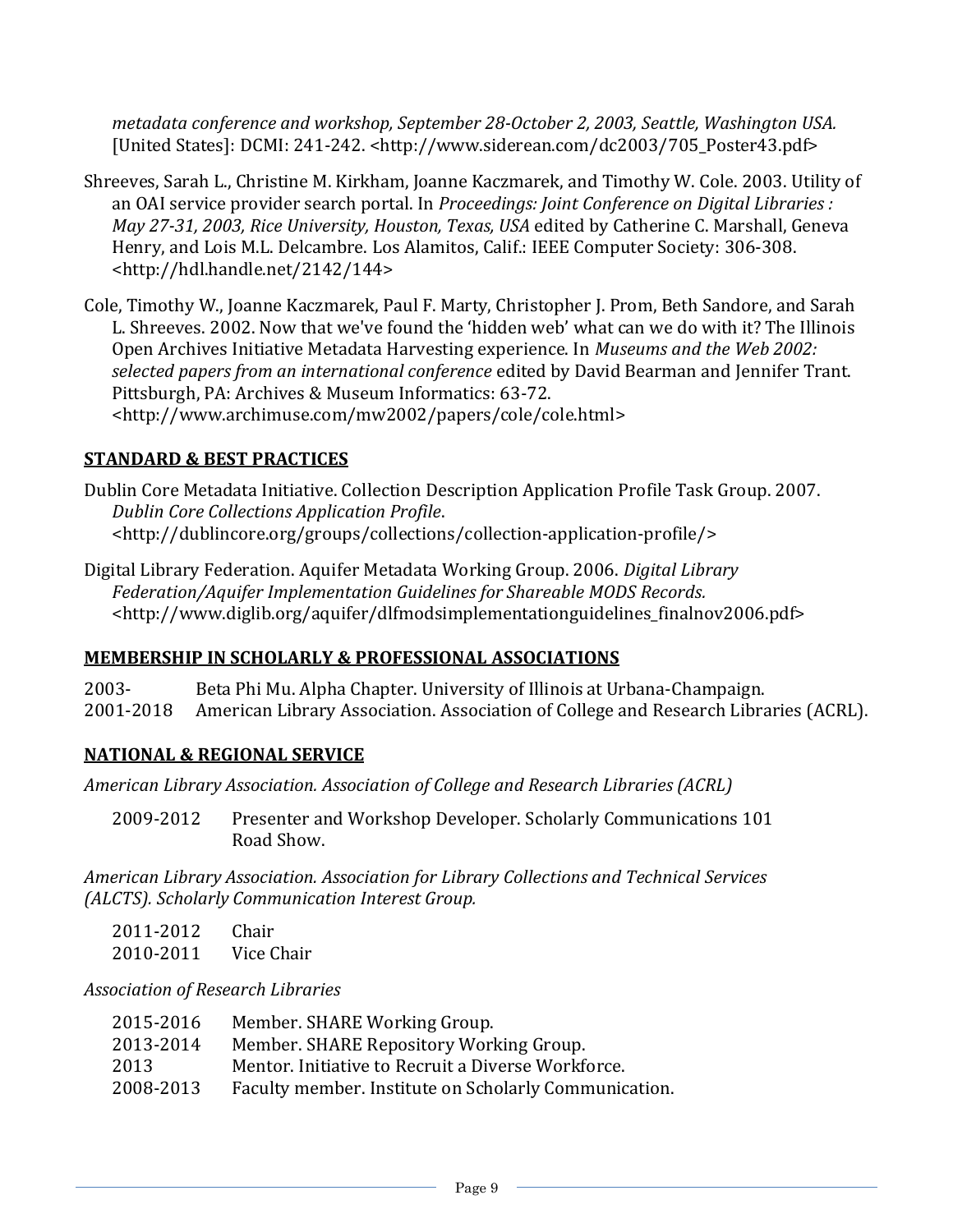*metadata conference and workshop, September 28-October 2, 2003, Seattle, Washington USA.* [United States]: DCMI: 241-242. <http://www.siderean.com/dc2003/705_Poster43.pdf>

Shreeves, Sarah L., Christine M. Kirkham, Joanne Kaczmarek, and Timothy W. Cole. 2003. Utility of an OAI service provider search portal. In *Proceedings: Joint Conference on Digital Libraries : May 27-31, 2003, Rice University, Houston, Texas, USA* edited by Catherine C. Marshall, Geneva Henry, and Lois M.L. Delcambre. Los Alamitos, Calif.: IEEE Computer Society: 306-308. <http://hdl.handle.net/2142/144>

Cole, Timothy W., Joanne Kaczmarek, Paul F. Marty, Christopher J. Prom, Beth Sandore, and Sarah L. Shreeves. 2002. Now that we've found the 'hidden web' what can we do with it? The Illinois Open Archives Initiative Metadata Harvesting experience. In *Museums and the Web 2002: selected papers from an international conference* edited by David Bearman and Jennifer Trant. Pittsburgh, PA: Archives & Museum Informatics: 63-72. <http://www.archimuse.com/mw2002/papers/cole/cole.html>

## STANDARD & BEST PRACTICES

Dublin Core Metadata Initiative. Collection Description Application Profile Task Group. 2007. *Dublin Core Collections Application Profile*. <http://dublincore.org/groups/collections/collection-application-profile/>

Digital Library Federation. Aquifer Metadata Working Group. 2006. *Digital Library Federation/Aquifer Implementation Guidelines for Shareable MODS Records.* <http://www.diglib.org/aquifer/dlfmodsimplementationguidelines_finalnov2006.pdf>

## MEMBERSHIP IN SCHOLARLY & PROFESSIONAL ASSOCIATIONS

2003- Beta Phi Mu. Alpha Chapter. University of Illinois at Urbana-Champaign.
2001-2018 American Library Association. Association of College and Research Libraries (ACRL).

## NATIONAL & REGIONAL SERVICE

*American Library Association. Association of College and Research Libraries (ACRL)*

2009-2012 Presenter and Workshop Developer. Scholarly Communications 101 Road Show.

*American Library Association. Association for Library Collections and Technical Services (ALCTS). Scholarly Communication Interest Group.*

2011-2012 Chair
2010-2011 Vice Chair

*Association of Research Libraries*

2015-2016 Member. SHARE Working Group.
2013-2014 Member. SHARE Repository Working Group.
2013 Mentor. Initiative to Recruit a Diverse Workforce.
2008-2013 Faculty member. Institute on Scholarly Communication.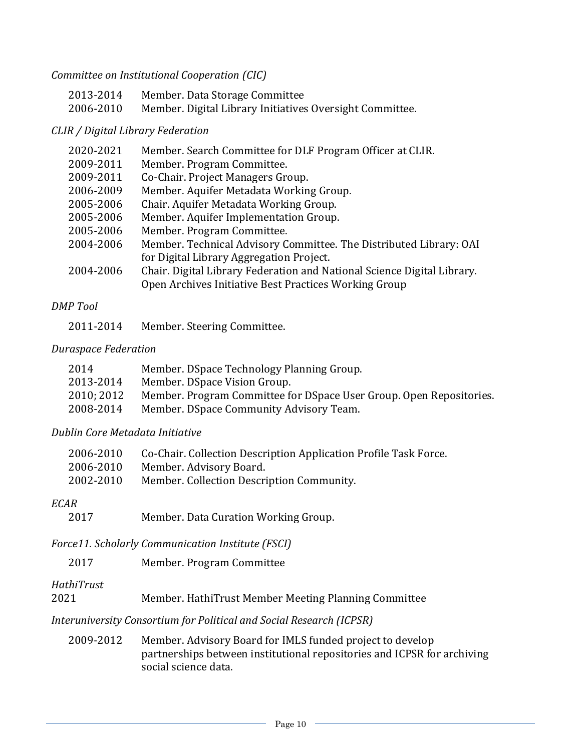*Committee on Institutional Cooperation (CIC)*

| | |
|---|---|
| 2013-2014 | Member. Data Storage Committee |
| 2006-2010 | Member. Digital Library Initiatives Oversight Committee. |

*CLIR / Digital Library Federation*

| | |
|---|---|
| 2020-2021 | Member. Search Committee for DLF Program Officer at CLIR. |
| 2009-2011 | Member. Program Committee. |
| 2009-2011 | Co-Chair. Project Managers Group. |
| 2006-2009 | Member. Aquifer Metadata Working Group. |
| 2005-2006 | Chair. Aquifer Metadata Working Group. |
| 2005-2006 | Member. Aquifer Implementation Group. |
| 2005-2006 | Member. Program Committee. |
| 2004-2006 | Member. Technical Advisory Committee. The Distributed Library: OAI for Digital Library Aggregation Project. |
| 2004-2006 | Chair. Digital Library Federation and National Science Digital Library. Open Archives Initiative Best Practices Working Group |

*DMP Tool*

| | |
|---|---|
| 2011-2014 | Member. Steering Committee. |

*Duraspace Federation*

| | |
|---|---|
| 2014 | Member. DSpace Technology Planning Group. |
| 2013-2014 | Member. DSpace Vision Group. |
| 2010; 2012 | Member. Program Committee for DSpace User Group. Open Repositories. |
| 2008-2014 | Member. DSpace Community Advisory Team. |

*Dublin Core Metadata Initiative*

| | |
|---|---|
| 2006-2010 | Co-Chair. Collection Description Application Profile Task Force. |
| 2006-2010 | Member. Advisory Board. |
| 2002-2010 | Member. Collection Description Community. |

*ECAR*

| | |
|---|---|
| 2017 | Member. Data Curation Working Group. |

*Force11. Scholarly Communication Institute (FSCI)*

| | |
|---|---|
| 2017 | Member. Program Committee |

*HathiTrust*

| | |
|---|---|
| 2021 | Member. HathiTrust Member Meeting Planning Committee |

*Interuniversity Consortium for Political and Social Research (ICPSR)*

| | |
|---|---|
| 2009-2012 | Member. Advisory Board for IMLS funded project to develop partnerships between institutional repositories and ICPSR for archiving social science data. |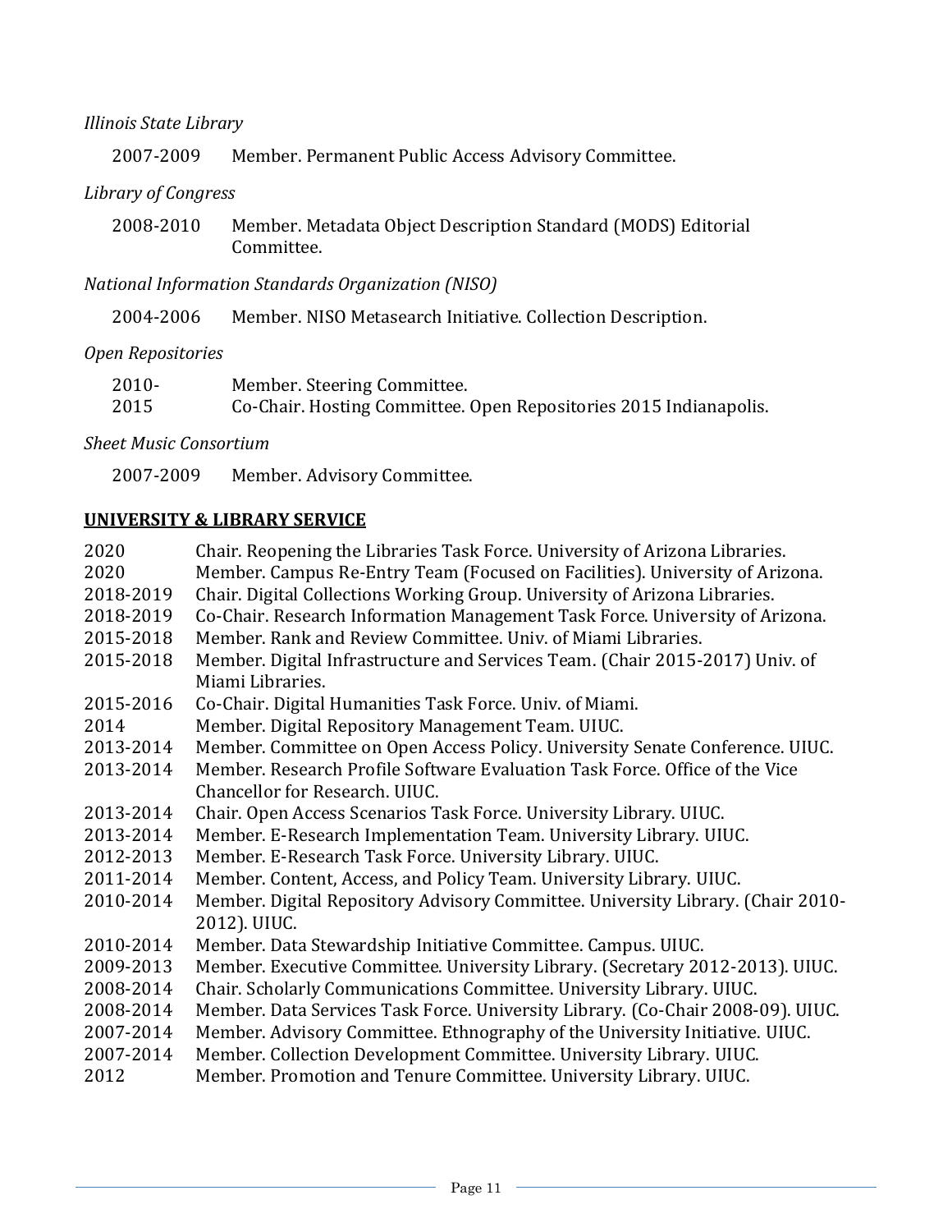*Illinois State Library*

2007-2009 Member. Permanent Public Access Advisory Committee.

*Library of Congress*

2008-2010 Member. Metadata Object Description Standard (MODS) Editorial Committee.

*National Information Standards Organization (NISO)*

2004-2006 Member. NISO Metasearch Initiative. Collection Description.

*Open Repositories*

2010- Member. Steering Committee.
2015 Co-Chair. Hosting Committee. Open Repositories 2015 Indianapolis.

*Sheet Music Consortium*

2007-2009 Member. Advisory Committee.

## UNIVERSITY & LIBRARY SERVICE

2020 Chair. Reopening the Libraries Task Force. University of Arizona Libraries.
2020 Member. Campus Re-Entry Team (Focused on Facilities). University of Arizona.
2018-2019 Chair. Digital Collections Working Group. University of Arizona Libraries.
2018-2019 Co-Chair. Research Information Management Task Force. University of Arizona.
2015-2018 Member. Rank and Review Committee. Univ. of Miami Libraries.
2015-2018 Member. Digital Infrastructure and Services Team. (Chair 2015-2017) Univ. of Miami Libraries.
2015-2016 Co-Chair. Digital Humanities Task Force. Univ. of Miami.
2014 Member. Digital Repository Management Team. UIUC.
2013-2014 Member. Committee on Open Access Policy. University Senate Conference. UIUC.
2013-2014 Member. Research Profile Software Evaluation Task Force. Office of the Vice Chancellor for Research. UIUC.
2013-2014 Chair. Open Access Scenarios Task Force. University Library. UIUC.
2013-2014 Member. E-Research Implementation Team. University Library. UIUC.
2012-2013 Member. E-Research Task Force. University Library. UIUC.
2011-2014 Member. Content, Access, and Policy Team. University Library. UIUC.
2010-2014 Member. Digital Repository Advisory Committee. University Library. (Chair 2010-2012). UIUC.
2010-2014 Member. Data Stewardship Initiative Committee. Campus. UIUC.
2009-2013 Member. Executive Committee. University Library. (Secretary 2012-2013). UIUC.
2008-2014 Chair. Scholarly Communications Committee. University Library. UIUC.
2008-2014 Member. Data Services Task Force. University Library. (Co-Chair 2008-09). UIUC.
2007-2014 Member. Advisory Committee. Ethnography of the University Initiative. UIUC.
2007-2014 Member. Collection Development Committee. University Library. UIUC.
2012 Member. Promotion and Tenure Committee. University Library. UIUC.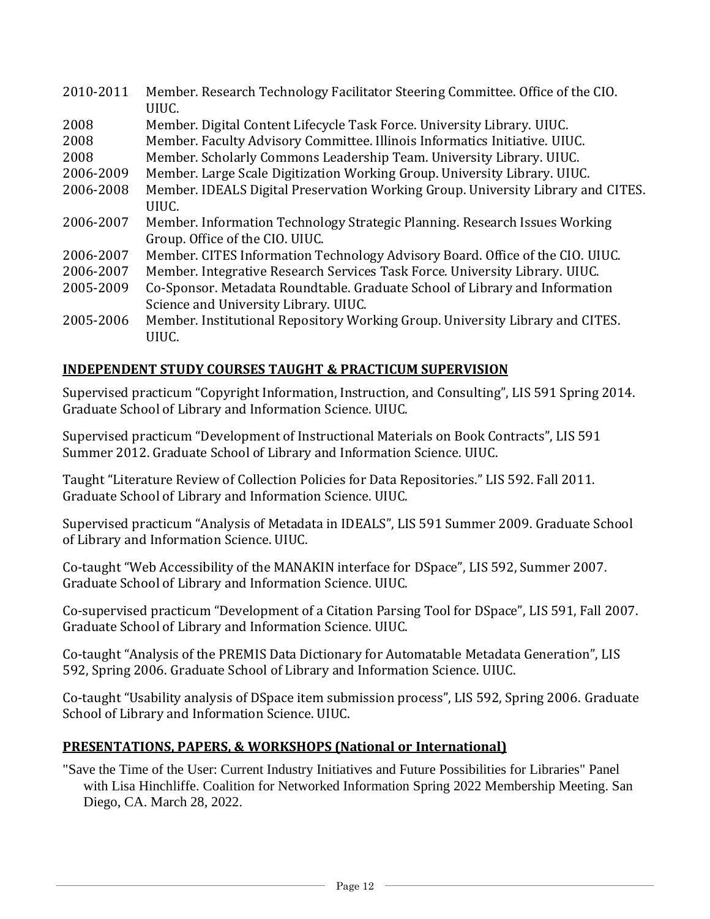2010-2011 Member. Research Technology Facilitator Steering Committee. Office of the CIO. UIUC.

2008 Member. Digital Content Lifecycle Task Force. University Library. UIUC.

2008 Member. Faculty Advisory Committee. Illinois Informatics Initiative. UIUC.

2008 Member. Scholarly Commons Leadership Team. University Library. UIUC.

2006-2009 Member. Large Scale Digitization Working Group. University Library. UIUC.

2006-2008 Member. IDEALS Digital Preservation Working Group. University Library and CITES. UIUC.

2006-2007 Member. Information Technology Strategic Planning. Research Issues Working Group. Office of the CIO. UIUC.

2006-2007 Member. CITES Information Technology Advisory Board. Office of the CIO. UIUC.

2006-2007 Member. Integrative Research Services Task Force. University Library. UIUC.

2005-2009 Co-Sponsor. Metadata Roundtable. Graduate School of Library and Information Science and University Library. UIUC.

2005-2006 Member. Institutional Repository Working Group. University Library and CITES. UIUC.

## INDEPENDENT STUDY COURSES TAUGHT & PRACTICUM SUPERVISION

Supervised practicum "Copyright Information, Instruction, and Consulting", LIS 591 Spring 2014. Graduate School of Library and Information Science. UIUC.

Supervised practicum "Development of Instructional Materials on Book Contracts", LIS 591 Summer 2012. Graduate School of Library and Information Science. UIUC.

Taught "Literature Review of Collection Policies for Data Repositories." LIS 592. Fall 2011. Graduate School of Library and Information Science. UIUC.

Supervised practicum "Analysis of Metadata in IDEALS", LIS 591 Summer 2009. Graduate School of Library and Information Science. UIUC.

Co-taught "Web Accessibility of the MANAKIN interface for DSpace", LIS 592, Summer 2007. Graduate School of Library and Information Science. UIUC.

Co-supervised practicum "Development of a Citation Parsing Tool for DSpace", LIS 591, Fall 2007. Graduate School of Library and Information Science. UIUC.

Co-taught "Analysis of the PREMIS Data Dictionary for Automatable Metadata Generation", LIS 592, Spring 2006. Graduate School of Library and Information Science. UIUC.

Co-taught "Usability analysis of DSpace item submission process", LIS 592, Spring 2006. Graduate School of Library and Information Science. UIUC.

## PRESENTATIONS, PAPERS, & WORKSHOPS (National or International)

"Save the Time of the User: Current Industry Initiatives and Future Possibilities for Libraries" Panel with Lisa Hinchliffe. Coalition for Networked Information Spring 2022 Membership Meeting. San Diego, CA. March 28, 2022.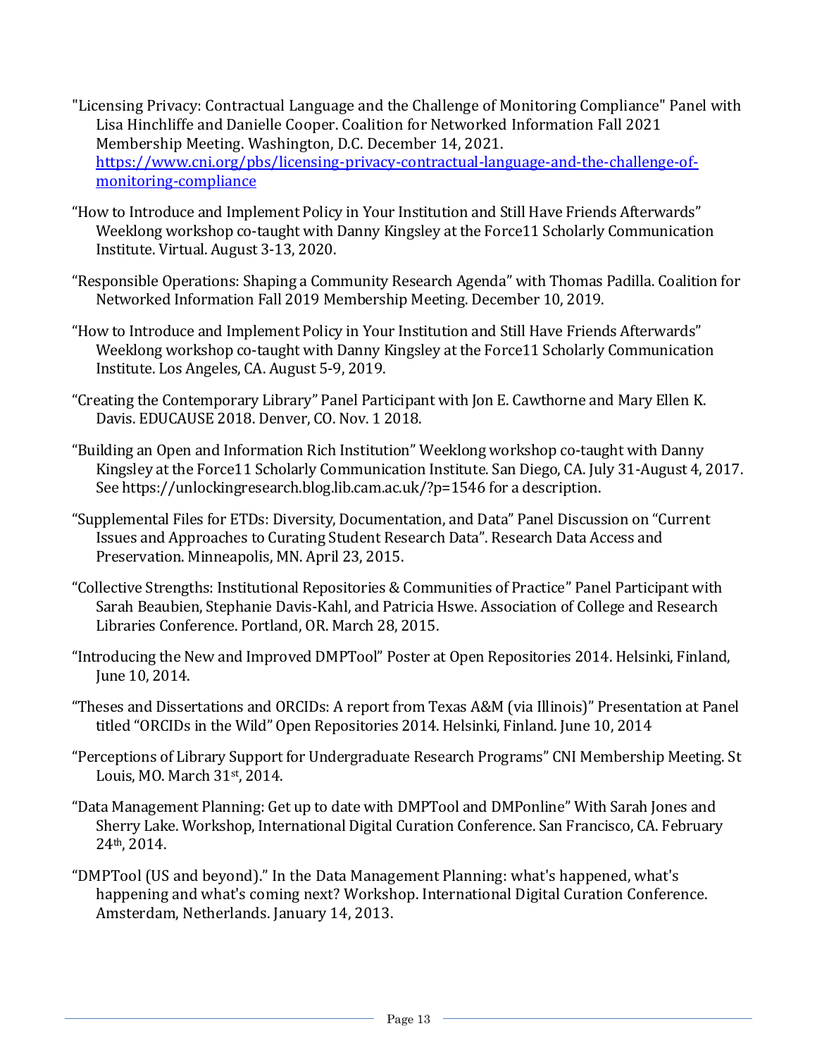"Licensing Privacy: Contractual Language and the Challenge of Monitoring Compliance" Panel with Lisa Hinchliffe and Danielle Cooper. Coalition for Networked Information Fall 2021 Membership Meeting. Washington, D.C. December 14, 2021. https://www.cni.org/pbs/licensing-privacy-contractual-language-and-the-challenge-of-monitoring-compliance

"How to Introduce and Implement Policy in Your Institution and Still Have Friends Afterwards" Weeklong workshop co-taught with Danny Kingsley at the Force11 Scholarly Communication Institute. Virtual. August 3-13, 2020.

"Responsible Operations: Shaping a Community Research Agenda" with Thomas Padilla. Coalition for Networked Information Fall 2019 Membership Meeting. December 10, 2019.

"How to Introduce and Implement Policy in Your Institution and Still Have Friends Afterwards" Weeklong workshop co-taught with Danny Kingsley at the Force11 Scholarly Communication Institute. Los Angeles, CA. August 5-9, 2019.

"Creating the Contemporary Library" Panel Participant with Jon E. Cawthorne and Mary Ellen K. Davis. EDUCAUSE 2018. Denver, CO. Nov. 1 2018.

"Building an Open and Information Rich Institution" Weeklong workshop co-taught with Danny Kingsley at the Force11 Scholarly Communication Institute. San Diego, CA. July 31-August 4, 2017. See https://unlockingresearch.blog.lib.cam.ac.uk/?p=1546 for a description.

"Supplemental Files for ETDs: Diversity, Documentation, and Data" Panel Discussion on "Current Issues and Approaches to Curating Student Research Data". Research Data Access and Preservation. Minneapolis, MN. April 23, 2015.

"Collective Strengths: Institutional Repositories & Communities of Practice" Panel Participant with Sarah Beaubien, Stephanie Davis-Kahl, and Patricia Hswe. Association of College and Research Libraries Conference. Portland, OR. March 28, 2015.

"Introducing the New and Improved DMPTool" Poster at Open Repositories 2014. Helsinki, Finland, June 10, 2014.

"Theses and Dissertations and ORCIDs: A report from Texas A&M (via Illinois)" Presentation at Panel titled "ORCIDs in the Wild" Open Repositories 2014. Helsinki, Finland. June 10, 2014

"Perceptions of Library Support for Undergraduate Research Programs" CNI Membership Meeting. St Louis, MO. March 31st, 2014.

"Data Management Planning: Get up to date with DMPTool and DMPonline" With Sarah Jones and Sherry Lake. Workshop, International Digital Curation Conference. San Francisco, CA. February 24th, 2014.

"DMPTool (US and beyond)." In the Data Management Planning: what's happened, what's happening and what's coming next? Workshop. International Digital Curation Conference. Amsterdam, Netherlands. January 14, 2013.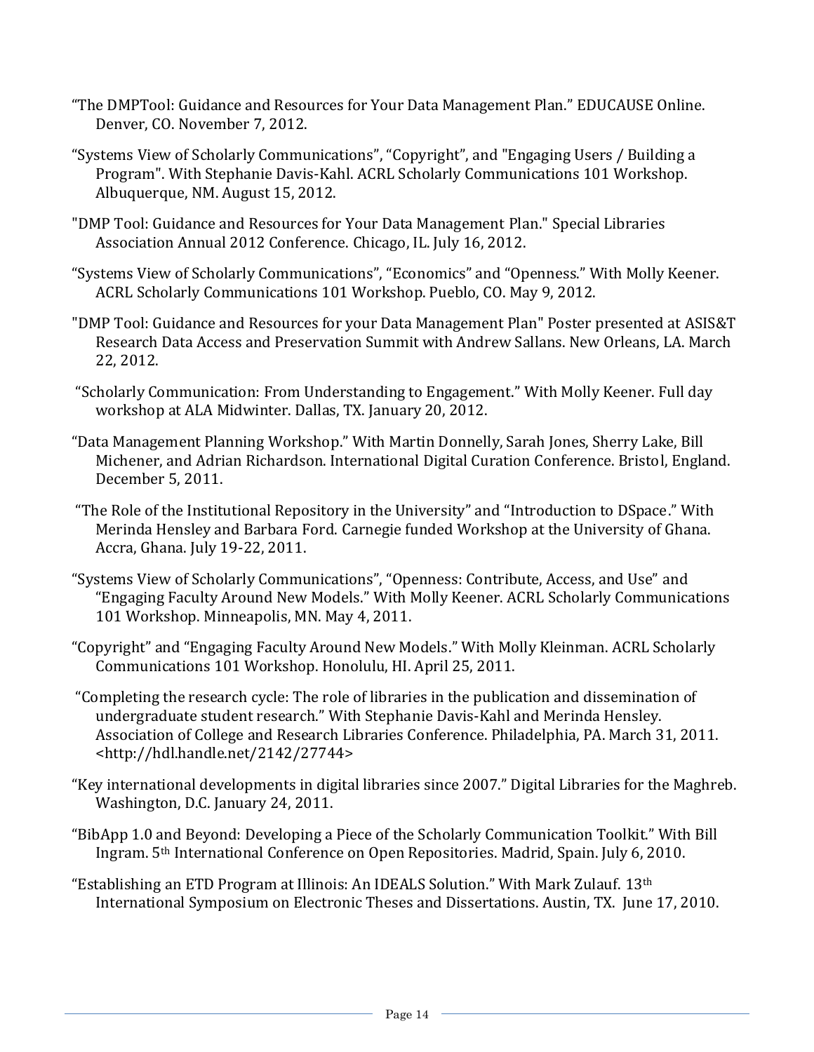"The DMPTool: Guidance and Resources for Your Data Management Plan." EDUCAUSE Online. Denver, CO. November 7, 2012.

"Systems View of Scholarly Communications", "Copyright", and "Engaging Users / Building a Program". With Stephanie Davis-Kahl. ACRL Scholarly Communications 101 Workshop. Albuquerque, NM. August 15, 2012.

"DMP Tool: Guidance and Resources for Your Data Management Plan." Special Libraries Association Annual 2012 Conference. Chicago, IL. July 16, 2012.

"Systems View of Scholarly Communications", "Economics" and "Openness." With Molly Keener. ACRL Scholarly Communications 101 Workshop. Pueblo, CO. May 9, 2012.

"DMP Tool: Guidance and Resources for your Data Management Plan" Poster presented at ASIS&T Research Data Access and Preservation Summit with Andrew Sallans. New Orleans, LA. March 22, 2012.

"Scholarly Communication: From Understanding to Engagement." With Molly Keener. Full day workshop at ALA Midwinter. Dallas, TX. January 20, 2012.

"Data Management Planning Workshop." With Martin Donnelly, Sarah Jones, Sherry Lake, Bill Michener, and Adrian Richardson. International Digital Curation Conference. Bristol, England. December 5, 2011.

"The Role of the Institutional Repository in the University" and "Introduction to DSpace." With Merinda Hensley and Barbara Ford. Carnegie funded Workshop at the University of Ghana. Accra, Ghana. July 19-22, 2011.

"Systems View of Scholarly Communications", "Openness: Contribute, Access, and Use" and "Engaging Faculty Around New Models." With Molly Keener. ACRL Scholarly Communications 101 Workshop. Minneapolis, MN. May 4, 2011.

"Copyright" and "Engaging Faculty Around New Models." With Molly Kleinman. ACRL Scholarly Communications 101 Workshop. Honolulu, HI. April 25, 2011.

"Completing the research cycle: The role of libraries in the publication and dissemination of undergraduate student research." With Stephanie Davis-Kahl and Merinda Hensley. Association of College and Research Libraries Conference. Philadelphia, PA. March 31, 2011. <http://hdl.handle.net/2142/27744>

"Key international developments in digital libraries since 2007." Digital Libraries for the Maghreb. Washington, D.C. January 24, 2011.

"BibApp 1.0 and Beyond: Developing a Piece of the Scholarly Communication Toolkit." With Bill Ingram. 5th International Conference on Open Repositories. Madrid, Spain. July 6, 2010.

"Establishing an ETD Program at Illinois: An IDEALS Solution." With Mark Zulauf. 13th International Symposium on Electronic Theses and Dissertations. Austin, TX. June 17, 2010.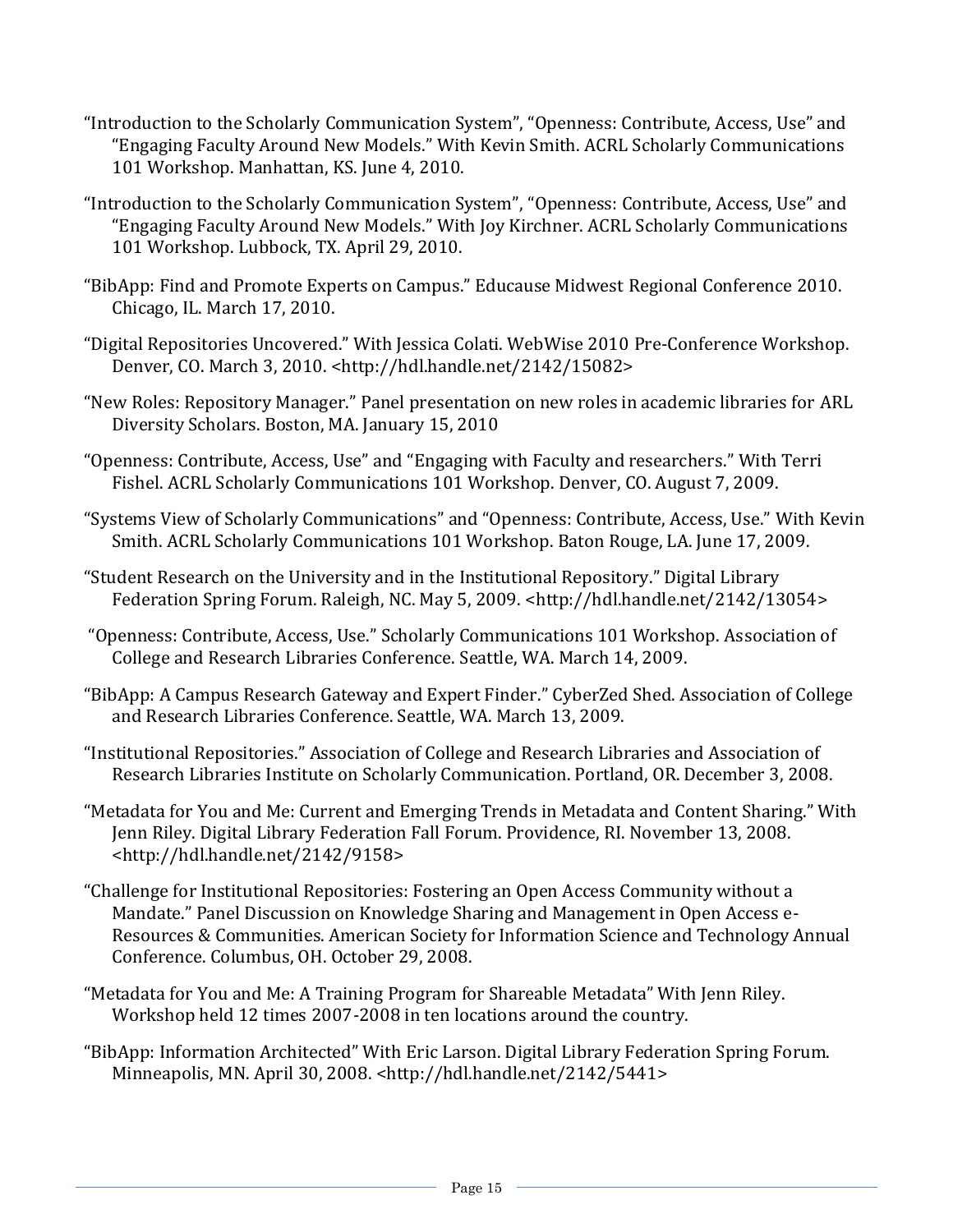"Introduction to the Scholarly Communication System", "Openness: Contribute, Access, Use" and "Engaging Faculty Around New Models." With Kevin Smith. ACRL Scholarly Communications 101 Workshop. Manhattan, KS. June 4, 2010.

"Introduction to the Scholarly Communication System", "Openness: Contribute, Access, Use" and "Engaging Faculty Around New Models." With Joy Kirchner. ACRL Scholarly Communications 101 Workshop. Lubbock, TX. April 29, 2010.

"BibApp: Find and Promote Experts on Campus." Educause Midwest Regional Conference 2010. Chicago, IL. March 17, 2010.

"Digital Repositories Uncovered." With Jessica Colati. WebWise 2010 Pre-Conference Workshop. Denver, CO. March 3, 2010. <http://hdl.handle.net/2142/15082>

"New Roles: Repository Manager." Panel presentation on new roles in academic libraries for ARL Diversity Scholars. Boston, MA. January 15, 2010

"Openness: Contribute, Access, Use" and "Engaging with Faculty and researchers." With Terri Fishel. ACRL Scholarly Communications 101 Workshop. Denver, CO. August 7, 2009.

"Systems View of Scholarly Communications" and "Openness: Contribute, Access, Use." With Kevin Smith. ACRL Scholarly Communications 101 Workshop. Baton Rouge, LA. June 17, 2009.

"Student Research on the University and in the Institutional Repository." Digital Library Federation Spring Forum. Raleigh, NC. May 5, 2009. <http://hdl.handle.net/2142/13054>

"Openness: Contribute, Access, Use." Scholarly Communications 101 Workshop. Association of College and Research Libraries Conference. Seattle, WA. March 14, 2009.

"BibApp: A Campus Research Gateway and Expert Finder." CyberZed Shed. Association of College and Research Libraries Conference. Seattle, WA. March 13, 2009.

"Institutional Repositories." Association of College and Research Libraries and Association of Research Libraries Institute on Scholarly Communication. Portland, OR. December 3, 2008.

"Metadata for You and Me: Current and Emerging Trends in Metadata and Content Sharing." With Jenn Riley. Digital Library Federation Fall Forum. Providence, RI. November 13, 2008. <http://hdl.handle.net/2142/9158>

"Challenge for Institutional Repositories: Fostering an Open Access Community without a Mandate." Panel Discussion on Knowledge Sharing and Management in Open Access e-Resources & Communities. American Society for Information Science and Technology Annual Conference. Columbus, OH. October 29, 2008.

"Metadata for You and Me: A Training Program for Shareable Metadata" With Jenn Riley. Workshop held 12 times 2007-2008 in ten locations around the country.

"BibApp: Information Architected" With Eric Larson. Digital Library Federation Spring Forum. Minneapolis, MN. April 30, 2008. <http://hdl.handle.net/2142/5441>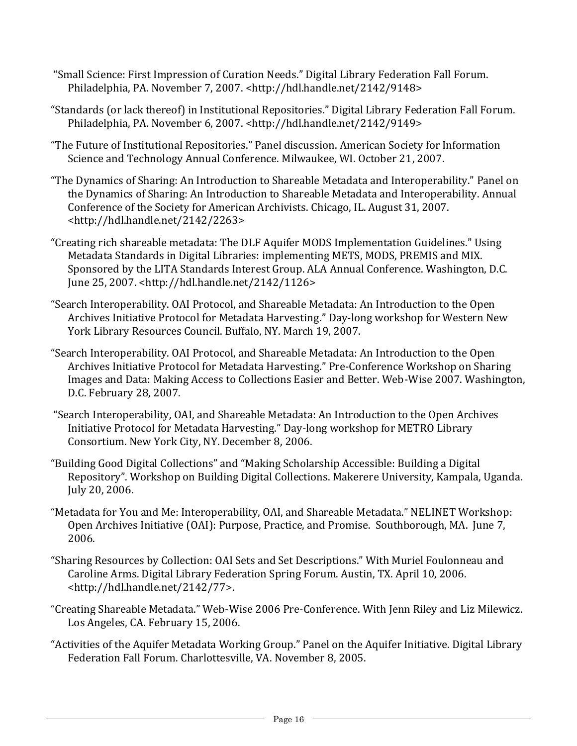"Small Science: First Impression of Curation Needs." Digital Library Federation Fall Forum. Philadelphia, PA. November 7, 2007. <http://hdl.handle.net/2142/9148>

"Standards (or lack thereof) in Institutional Repositories." Digital Library Federation Fall Forum. Philadelphia, PA. November 6, 2007. <http://hdl.handle.net/2142/9149>

"The Future of Institutional Repositories." Panel discussion. American Society for Information Science and Technology Annual Conference. Milwaukee, WI. October 21, 2007.

"The Dynamics of Sharing: An Introduction to Shareable Metadata and Interoperability." Panel on the Dynamics of Sharing: An Introduction to Shareable Metadata and Interoperability. Annual Conference of the Society for American Archivists. Chicago, IL. August 31, 2007. <http://hdl.handle.net/2142/2263>

"Creating rich shareable metadata: The DLF Aquifer MODS Implementation Guidelines." Using Metadata Standards in Digital Libraries: implementing METS, MODS, PREMIS and MIX. Sponsored by the LITA Standards Interest Group. ALA Annual Conference. Washington, D.C. June 25, 2007. <http://hdl.handle.net/2142/1126>

"Search Interoperability. OAI Protocol, and Shareable Metadata: An Introduction to the Open Archives Initiative Protocol for Metadata Harvesting." Day-long workshop for Western New York Library Resources Council. Buffalo, NY. March 19, 2007.

"Search Interoperability. OAI Protocol, and Shareable Metadata: An Introduction to the Open Archives Initiative Protocol for Metadata Harvesting." Pre-Conference Workshop on Sharing Images and Data: Making Access to Collections Easier and Better. Web-Wise 2007. Washington, D.C. February 28, 2007.

"Search Interoperability, OAI, and Shareable Metadata: An Introduction to the Open Archives Initiative Protocol for Metadata Harvesting." Day-long workshop for METRO Library Consortium. New York City, NY. December 8, 2006.

"Building Good Digital Collections" and "Making Scholarship Accessible: Building a Digital Repository". Workshop on Building Digital Collections. Makerere University, Kampala, Uganda. July 20, 2006.

"Metadata for You and Me: Interoperability, OAI, and Shareable Metadata." NELINET Workshop: Open Archives Initiative (OAI): Purpose, Practice, and Promise. Southborough, MA. June 7, 2006.

"Sharing Resources by Collection: OAI Sets and Set Descriptions." With Muriel Foulonneau and Caroline Arms. Digital Library Federation Spring Forum. Austin, TX. April 10, 2006. <http://hdl.handle.net/2142/77>.

"Creating Shareable Metadata." Web-Wise 2006 Pre-Conference. With Jenn Riley and Liz Milewicz. Los Angeles, CA. February 15, 2006.

"Activities of the Aquifer Metadata Working Group." Panel on the Aquifer Initiative. Digital Library Federation Fall Forum. Charlottesville, VA. November 8, 2005.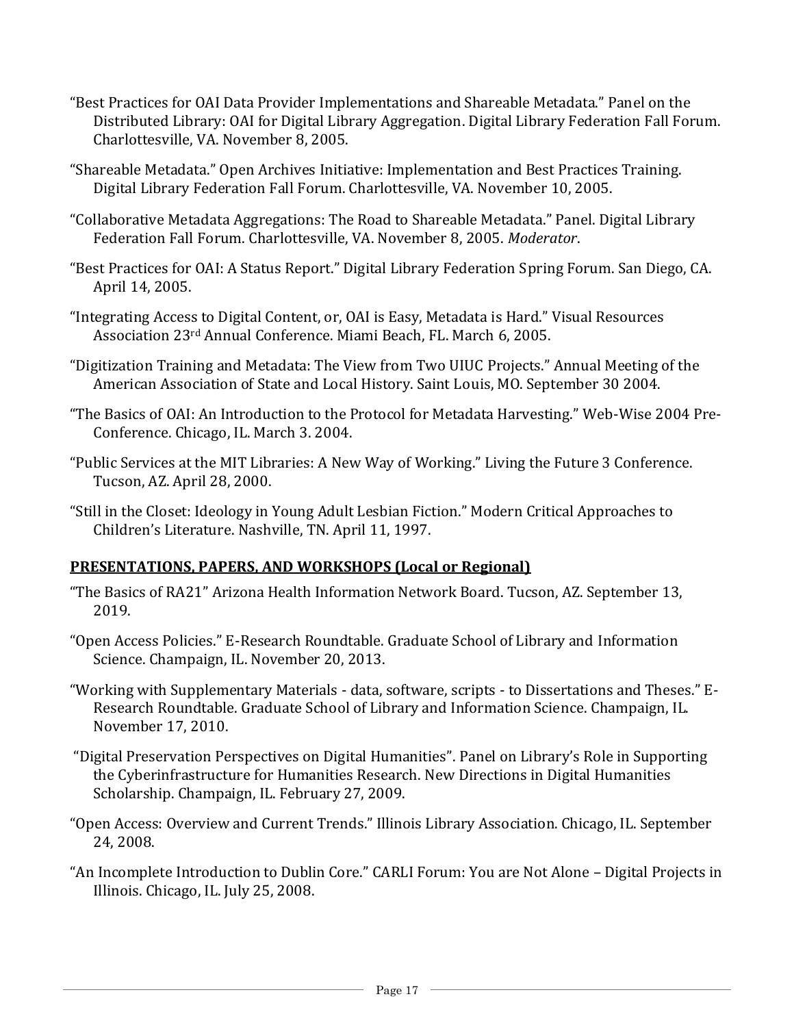"Best Practices for OAI Data Provider Implementations and Shareable Metadata." Panel on the Distributed Library: OAI for Digital Library Aggregation. Digital Library Federation Fall Forum. Charlottesville, VA. November 8, 2005.

"Shareable Metadata." Open Archives Initiative: Implementation and Best Practices Training. Digital Library Federation Fall Forum. Charlottesville, VA. November 10, 2005.

"Collaborative Metadata Aggregations: The Road to Shareable Metadata." Panel. Digital Library Federation Fall Forum. Charlottesville, VA. November 8, 2005. *Moderator*.

"Best Practices for OAI: A Status Report." Digital Library Federation Spring Forum. San Diego, CA. April 14, 2005.

"Integrating Access to Digital Content, or, OAI is Easy, Metadata is Hard." Visual Resources Association 23rd Annual Conference. Miami Beach, FL. March 6, 2005.

"Digitization Training and Metadata: The View from Two UIUC Projects." Annual Meeting of the American Association of State and Local History. Saint Louis, MO. September 30 2004.

"The Basics of OAI: An Introduction to the Protocol for Metadata Harvesting." Web-Wise 2004 Pre-Conference. Chicago, IL. March 3. 2004.

"Public Services at the MIT Libraries: A New Way of Working." Living the Future 3 Conference. Tucson, AZ. April 28, 2000.

"Still in the Closet: Ideology in Young Adult Lesbian Fiction." Modern Critical Approaches to Children's Literature. Nashville, TN. April 11, 1997.

## PRESENTATIONS, PAPERS, AND WORKSHOPS (Local or Regional)

"The Basics of RA21" Arizona Health Information Network Board. Tucson, AZ. September 13, 2019.

"Open Access Policies." E-Research Roundtable. Graduate School of Library and Information Science. Champaign, IL. November 20, 2013.

"Working with Supplementary Materials - data, software, scripts - to Dissertations and Theses." E-Research Roundtable. Graduate School of Library and Information Science. Champaign, IL. November 17, 2010.

"Digital Preservation Perspectives on Digital Humanities". Panel on Library's Role in Supporting the Cyberinfrastructure for Humanities Research. New Directions in Digital Humanities Scholarship. Champaign, IL. February 27, 2009.

"Open Access: Overview and Current Trends." Illinois Library Association. Chicago, IL. September 24, 2008.

"An Incomplete Introduction to Dublin Core." CARLI Forum: You are Not Alone – Digital Projects in Illinois. Chicago, IL. July 25, 2008.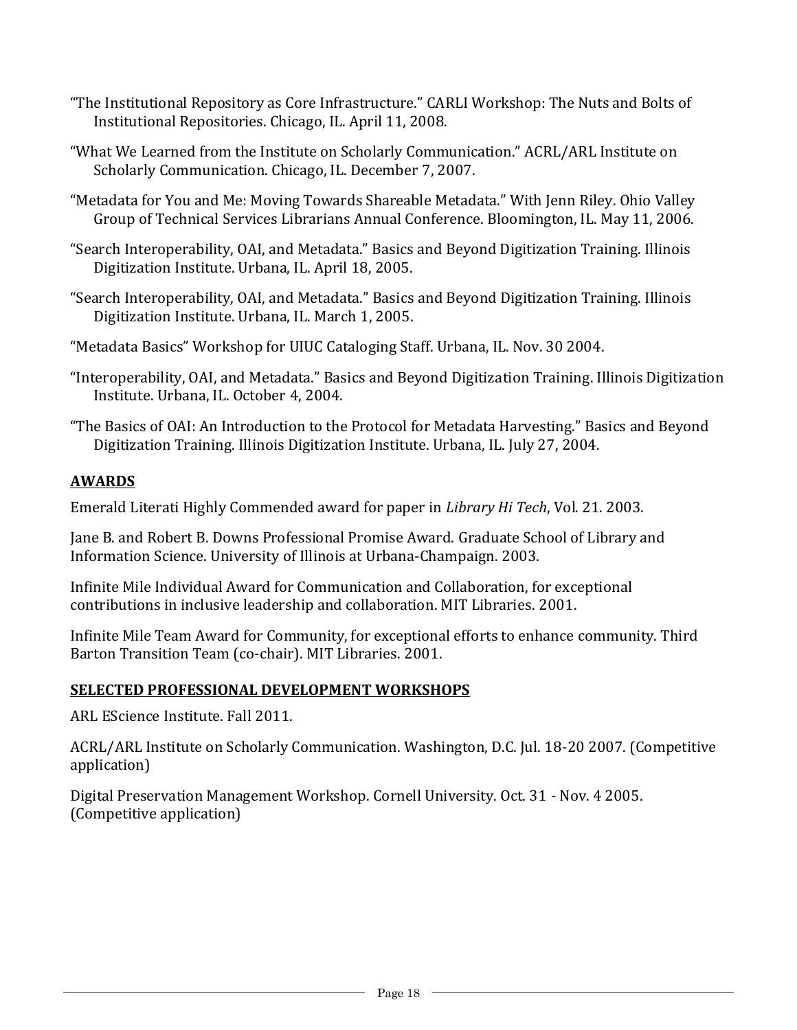"The Institutional Repository as Core Infrastructure." CARLI Workshop: The Nuts and Bolts of Institutional Repositories. Chicago, IL. April 11, 2008.

"What We Learned from the Institute on Scholarly Communication." ACRL/ARL Institute on Scholarly Communication. Chicago, IL. December 7, 2007.

"Metadata for You and Me: Moving Towards Shareable Metadata." With Jenn Riley. Ohio Valley Group of Technical Services Librarians Annual Conference. Bloomington, IL. May 11, 2006.

"Search Interoperability, OAI, and Metadata." Basics and Beyond Digitization Training. Illinois Digitization Institute. Urbana, IL. April 18, 2005.

"Search Interoperability, OAI, and Metadata." Basics and Beyond Digitization Training. Illinois Digitization Institute. Urbana, IL. March 1, 2005.

"Metadata Basics" Workshop for UIUC Cataloging Staff. Urbana, IL. Nov. 30 2004.

"Interoperability, OAI, and Metadata." Basics and Beyond Digitization Training. Illinois Digitization Institute. Urbana, IL. October 4, 2004.

"The Basics of OAI: An Introduction to the Protocol for Metadata Harvesting." Basics and Beyond Digitization Training. Illinois Digitization Institute. Urbana, IL. July 27, 2004.

## AWARDS

Emerald Literati Highly Commended award for paper in *Library Hi Tech*, Vol. 21. 2003.

Jane B. and Robert B. Downs Professional Promise Award. Graduate School of Library and Information Science. University of Illinois at Urbana-Champaign. 2003.

Infinite Mile Individual Award for Communication and Collaboration, for exceptional contributions in inclusive leadership and collaboration. MIT Libraries. 2001.

Infinite Mile Team Award for Community, for exceptional efforts to enhance community. Third Barton Transition Team (co-chair). MIT Libraries. 2001.

## SELECTED PROFESSIONAL DEVELOPMENT WORKSHOPS

ARL EScience Institute. Fall 2011.

ACRL/ARL Institute on Scholarly Communication. Washington, D.C. Jul. 18-20 2007. (Competitive application)

Digital Preservation Management Workshop. Cornell University. Oct. 31 - Nov. 4 2005. (Competitive application)